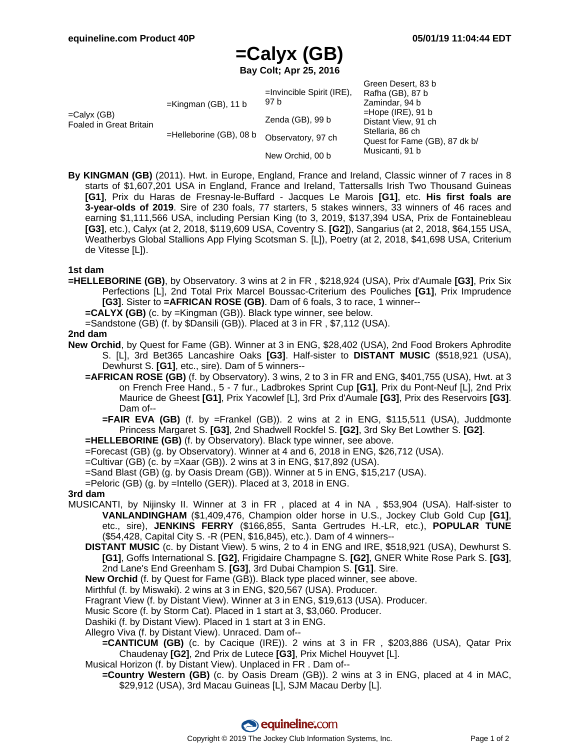# =Calyx (GB)

**Bay Colt; Apr 25, 2016**

| | | | |
|---|---|---|---|
| =Calyx (GB) Foaled in Great Britain | =Kingman (GB), 11 b | =Invincible Spirit (IRE), 97 b | Green Desert, 83 b |
| | | | Rafha (GB), 87 b |
| | | Zenda (GB), 99 b | Zamindar, 94 b |
| | | | =Hope (IRE), 91 b |
| | =Helleborine (GB), 08 b | Observatory, 97 ch | Distant View, 91 ch |
| | | | Stellaria, 86 ch |
| | | New Orchid, 00 b | Quest for Fame (GB), 87 dk b/ |
| | | | Musicanti, 91 b |

**By KINGMAN (GB)** (2011). Hwt. in Europe, England, France and Ireland, Classic winner of 7 races in 8 starts of $1,607,201 USA in England, France and Ireland, Tattersalls Irish Two Thousand Guineas **[G1]**, Prix du Haras de Fresnay-le-Buffard - Jacques Le Marois **[G1]**, etc. **His first foals are 3-year-olds of 2019**. Sire of 230 foals, 77 starters, 5 stakes winners, 33 winners of 46 races and earning $1,111,566 USA, including Persian King (to 3, 2019, $137,394 USA, Prix de Fontainebleau **[G3]**, etc.), Calyx (at 2, 2018, $119,609 USA, Coventry S. **[G2]**), Sangarius (at 2, 2018, $64,155 USA, Weatherbys Global Stallions App Flying Scotsman S. [L]), Poetry (at 2, 2018, $41,698 USA, Criterium de Vitesse [L]).

### 1st dam

**=HELLEBORINE (GB)**, by Observatory. 3 wins at 2 in FR , $218,924 (USA), Prix d'Aumale **[G3]**, Prix Six Perfections [L], 2nd Total Prix Marcel Boussac-Criterium des Pouliches **[G1]**, Prix Imprudence **[G3]**. Sister to **=AFRICAN ROSE (GB)**. Dam of 6 foals, 3 to race, 1 winner--

- **=CALYX (GB)** (c. by =Kingman (GB)). Black type winner, see below.
- =Sandstone (GB) (f. by $Dansili (GB)). Placed at 3 in FR , $7,112 (USA).

### 2nd dam

**New Orchid**, by Quest for Fame (GB). Winner at 3 in ENG, $28,402 (USA), 2nd Food Brokers Aphrodite S. [L], 3rd Bet365 Lancashire Oaks **[G3]**. Half-sister to **DISTANT MUSIC** ($518,921 (USA), Dewhurst S. **[G1]**, etc., sire). Dam of 5 winners--

- **=AFRICAN ROSE (GB)** (f. by Observatory). 3 wins, 2 to 3 in FR and ENG, $401,755 (USA), Hwt. at 3 on French Free Hand., 5 - 7 fur., Ladbrokes Sprint Cup **[G1]**, Prix du Pont-Neuf [L], 2nd Prix Maurice de Gheest **[G1]**, Prix Yacowlef [L], 3rd Prix d'Aumale **[G3]**, Prix des Reservoirs **[G3]**. Dam of--
  - **=FAIR EVA (GB)** (f. by =Frankel (GB)). 2 wins at 2 in ENG, $115,511 (USA), Juddmonte Princess Margaret S. **[G3]**, 2nd Shadwell Rockfel S. **[G2]**, 3rd Sky Bet Lowther S. **[G2]**.
- **=HELLEBORINE (GB)** (f. by Observatory). Black type winner, see above.
- =Forecast (GB) (g. by Observatory). Winner at 4 and 6, 2018 in ENG, $26,712 (USA).
- =Cultivar (GB) (c. by =Xaar (GB)). 2 wins at 3 in ENG, $17,892 (USA).
- =Sand Blast (GB) (g. by Oasis Dream (GB)). Winner at 5 in ENG, $15,217 (USA).
- =Peloric (GB) (g. by =Intello (GER)). Placed at 3, 2018 in ENG.

### 3rd dam

MUSICANTI, by Nijinsky II. Winner at 3 in FR , placed at 4 in NA , $53,904 (USA). Half-sister to **VANLANDINGHAM** ($1,409,476, Champion older horse in U.S., Jockey Club Gold Cup **[G1]**, etc., sire), **JENKINS FERRY** ($166,855, Santa Gertrudes H.-LR, etc.), **POPULAR TUNE** ($54,428, Capital City S. -R (PEN, $16,845), etc.). Dam of 4 winners--

- **DISTANT MUSIC** (c. by Distant View). 5 wins, 2 to 4 in ENG and IRE, $518,921 (USA), Dewhurst S. **[G1]**, Goffs International S. **[G2]**, Frigidaire Champagne S. **[G2]**, GNER White Rose Park S. **[G3]**, 2nd Lane's End Greenham S. **[G3]**, 3rd Dubai Champion S. **[G1]**. Sire.
- **New Orchid** (f. by Quest for Fame (GB)). Black type placed winner, see above.
- Mirthful (f. by Miswaki). 2 wins at 3 in ENG, $20,567 (USA). Producer.
- Fragrant View (f. by Distant View). Winner at 3 in ENG, $19,613 (USA). Producer.
- Music Score (f. by Storm Cat). Placed in 1 start at 3, $3,060. Producer.
- Dashiki (f. by Distant View). Placed in 1 start at 3 in ENG.
- Allegro Viva (f. by Distant View). Unraced. Dam of--
  - **=CANTICUM (GB)** (c. by Cacique (IRE)). 2 wins at 3 in FR , $203,886 (USA), Qatar Prix Chaudenay **[G2]**, 2nd Prix de Lutece **[G3]**, Prix Michel Houyvet [L].
- Musical Horizon (f. by Distant View). Unplaced in FR . Dam of--
  - **=Country Western (GB)** (c. by Oasis Dream (GB)). 2 wins at 3 in ENG, placed at 4 in MAC, $29,912 (USA), 3rd Macau Guineas [L], SJM Macau Derby [L].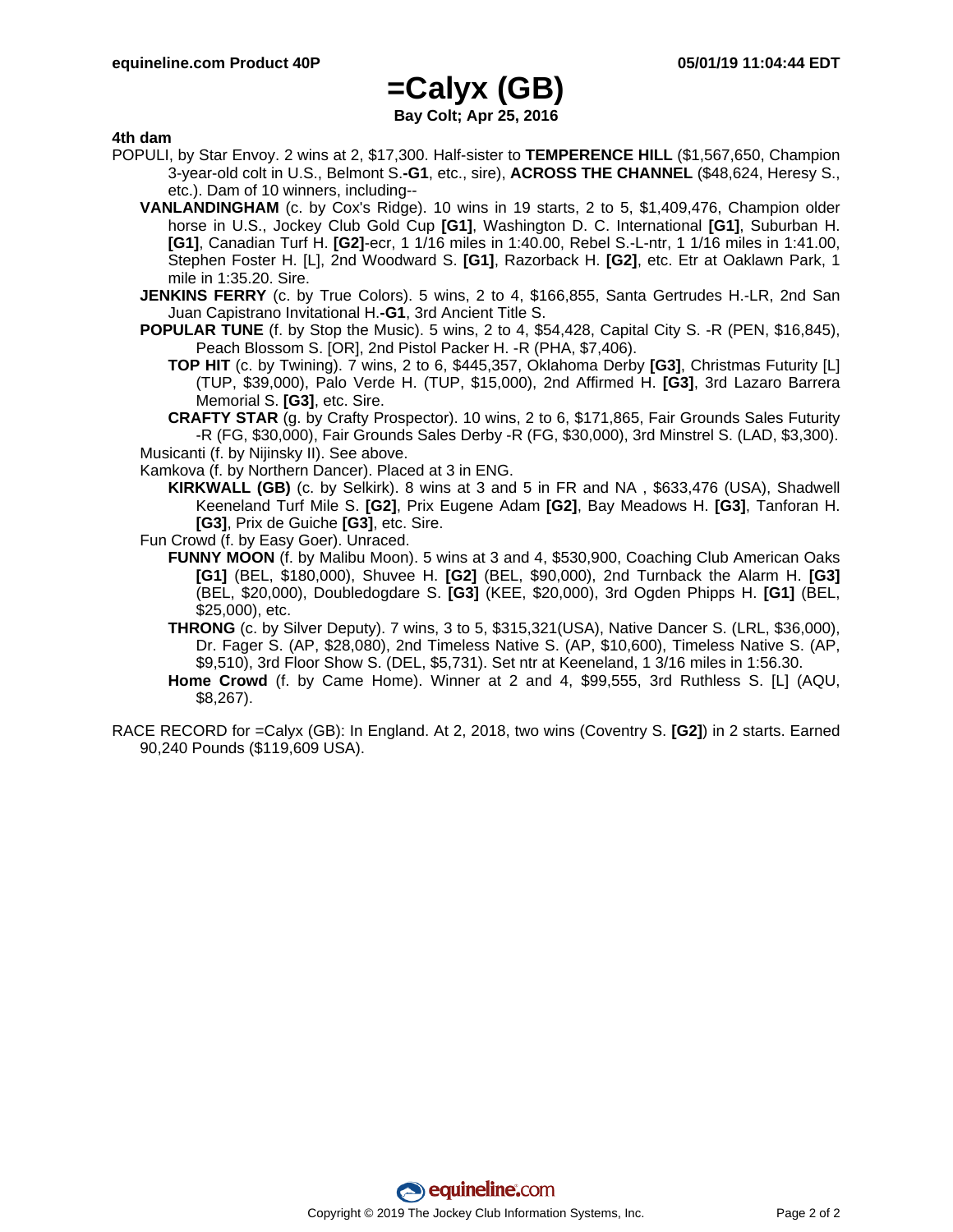# =Calyx (GB)

**Bay Colt; Apr 25, 2016**

**4th dam**

POPULI, by Star Envoy. 2 wins at 2, $17,300. Half-sister to **TEMPERENCE HILL** ($1,567,650, Champion 3-year-old colt in U.S., Belmont S.**-G1**, etc., sire), **ACROSS THE CHANNEL** ($48,624, Heresy S., etc.). Dam of 10 winners, including--

- **VANLANDINGHAM** (c. by Cox's Ridge). 10 wins in 19 starts, 2 to 5, $1,409,476, Champion older horse in U.S., Jockey Club Gold Cup **[G1]**, Washington D. C. International **[G1]**, Suburban H. **[G1]**, Canadian Turf H. **[G2]**-ecr, 1 1/16 miles in 1:40.00, Rebel S.-L-ntr, 1 1/16 miles in 1:41.00, Stephen Foster H. [L], 2nd Woodward S. **[G1]**, Razorback H. **[G2]**, etc. Etr at Oaklawn Park, 1 mile in 1:35.20. Sire.
- **JENKINS FERRY** (c. by True Colors). 5 wins, 2 to 4, $166,855, Santa Gertrudes H.-LR, 2nd San Juan Capistrano Invitational H.**-G1**, 3rd Ancient Title S.
- **POPULAR TUNE** (f. by Stop the Music). 5 wins, 2 to 4, $54,428, Capital City S. -R (PEN, $16,845), Peach Blossom S. [OR], 2nd Pistol Packer H. -R (PHA, $7,406).
  - **TOP HIT** (c. by Twining). 7 wins, 2 to 6, $445,357, Oklahoma Derby **[G3]**, Christmas Futurity [L] (TUP, $39,000), Palo Verde H. (TUP, $15,000), 2nd Affirmed H. **[G3]**, 3rd Lazaro Barrera Memorial S. **[G3]**, etc. Sire.
  - **CRAFTY STAR** (g. by Crafty Prospector). 10 wins, 2 to 6, $171,865, Fair Grounds Sales Futurity -R (FG, $30,000), Fair Grounds Sales Derby -R (FG, $30,000), 3rd Minstrel S. (LAD, $3,300).
- Musicanti (f. by Nijinsky II). See above.
- Kamkova (f. by Northern Dancer). Placed at 3 in ENG.
  - **KIRKWALL (GB)** (c. by Selkirk). 8 wins at 3 and 5 in FR and NA , $633,476 (USA), Shadwell Keeneland Turf Mile S. **[G2]**, Prix Eugene Adam **[G2]**, Bay Meadows H. **[G3]**, Tanforan H. **[G3]**, Prix de Guiche **[G3]**, etc. Sire.
- Fun Crowd (f. by Easy Goer). Unraced.
  - **FUNNY MOON** (f. by Malibu Moon). 5 wins at 3 and 4, $530,900, Coaching Club American Oaks **[G1]** (BEL, $180,000), Shuvee H. **[G2]** (BEL, $90,000), 2nd Turnback the Alarm H. **[G3]** (BEL, $20,000), Doubledogdare S. **[G3]** (KEE, $20,000), 3rd Ogden Phipps H. **[G1]** (BEL, $25,000), etc.
  - **THRONG** (c. by Silver Deputy). 7 wins, 3 to 5, $315,321(USA), Native Dancer S. (LRL, $36,000), Dr. Fager S. (AP, $28,080), 2nd Timeless Native S. (AP, $10,600), Timeless Native S. (AP, $9,510), 3rd Floor Show S. (DEL, $5,731). Set ntr at Keeneland, 1 3/16 miles in 1:56.30.
  - **Home Crowd** (f. by Came Home). Winner at 2 and 4, $99,555, 3rd Ruthless S. [L] (AQU, $8,267).

RACE RECORD for =Calyx (GB): In England. At 2, 2018, two wins (Coventry S. **[G2]**) in 2 starts. Earned 90,240 Pounds ($119,609 USA).